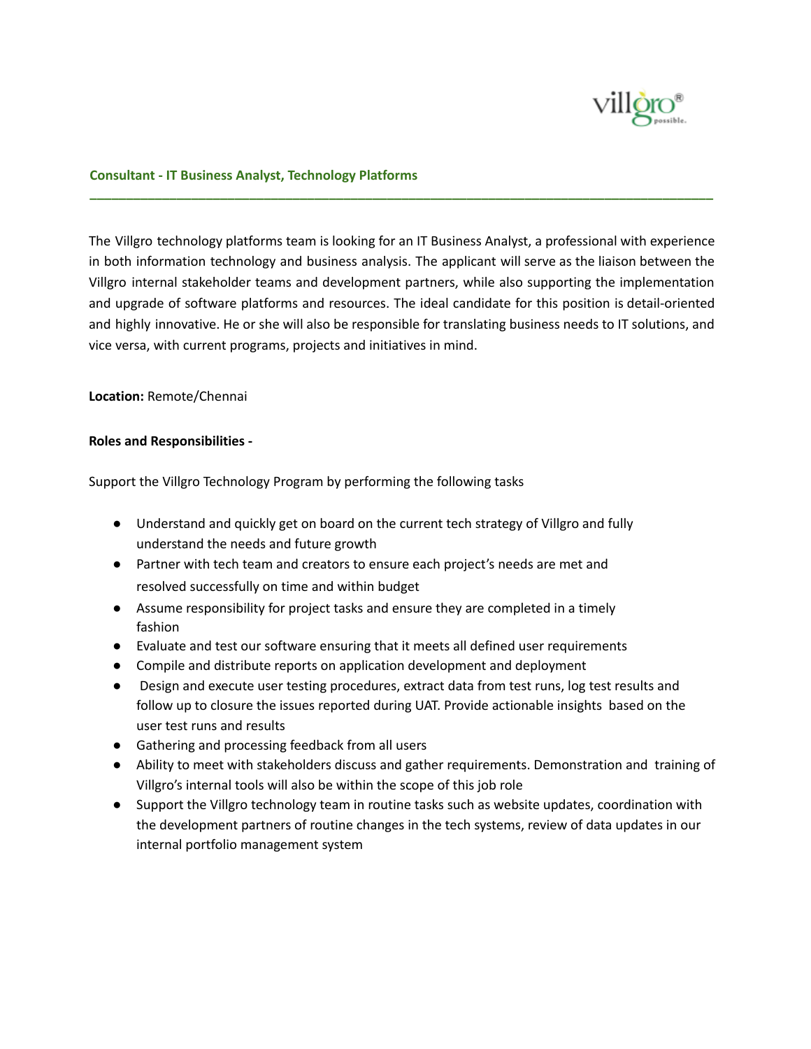## Consultant - IT Business Analyst, Technology Platforms

---

The Villgro technology platforms team is looking for an IT Business Analyst, a professional with experience in both information technology and business analysis. The applicant will serve as the liaison between the Villgro internal stakeholder teams and development partners, while also supporting the implementation and upgrade of software platforms and resources. The ideal candidate for this position is detail-oriented and highly innovative. He or she will also be responsible for translating business needs to IT solutions, and vice versa, with current programs, projects and initiatives in mind.

**Location:** Remote/Chennai

**Roles and Responsibilities -**

Support the Villgro Technology Program by performing the following tasks

- Understand and quickly get on board on the current tech strategy of Villgro and fully understand the needs and future growth
- Partner with tech team and creators to ensure each project's needs are met and resolved successfully on time and within budget
- Assume responsibility for project tasks and ensure they are completed in a timely fashion
- Evaluate and test our software ensuring that it meets all defined user requirements
- Compile and distribute reports on application development and deployment
- Design and execute user testing procedures, extract data from test runs, log test results and follow up to closure the issues reported during UAT. Provide actionable insights based on the user test runs and results
- Gathering and processing feedback from all users
- Ability to meet with stakeholders discuss and gather requirements. Demonstration and training of Villgro's internal tools will also be within the scope of this job role
- Support the Villgro technology team in routine tasks such as website updates, coordination with the development partners of routine changes in the tech systems, review of data updates in our internal portfolio management system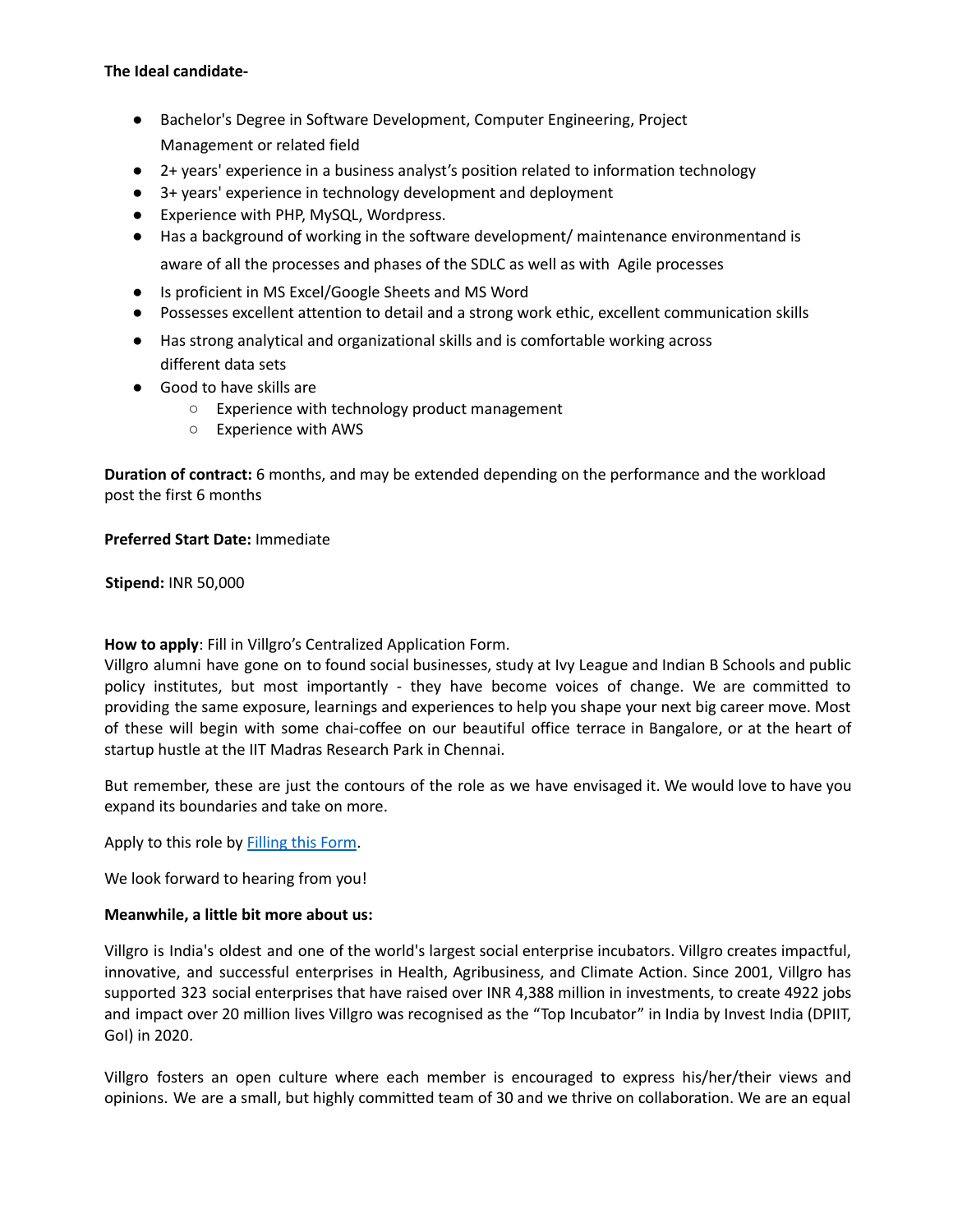**The Ideal candidate-**

- Bachelor's Degree in Software Development, Computer Engineering, Project Management or related field
- 2+ years' experience in a business analyst's position related to information technology
- 3+ years' experience in technology development and deployment
- Experience with PHP, MySQL, Wordpress.
- Has a background of working in the software development/ maintenance environmentand is aware of all the processes and phases of the SDLC as well as with Agile processes
- Is proficient in MS Excel/Google Sheets and MS Word
- Possesses excellent attention to detail and a strong work ethic, excellent communication skills
- Has strong analytical and organizational skills and is comfortable working across different data sets
- Good to have skills are
  - Experience with technology product management
  - Experience with AWS

**Duration of contract:** 6 months, and may be extended depending on the performance and the workload post the first 6 months

**Preferred Start Date:** Immediate

**Stipend:** INR 50,000

**How to apply**: Fill in Villgro's Centralized Application Form.
Villgro alumni have gone on to found social businesses, study at Ivy League and Indian B Schools and public policy institutes, but most importantly - they have become voices of change. We are committed to providing the same exposure, learnings and experiences to help you shape your next big career move. Most of these will begin with some chai-coffee on our beautiful office terrace in Bangalore, or at the heart of startup hustle at the IIT Madras Research Park in Chennai.

But remember, these are just the contours of the role as we have envisaged it. We would love to have you expand its boundaries and take on more.

Apply to this role by Filling this Form.

We look forward to hearing from you!

**Meanwhile, a little bit more about us:**

Villgro is India's oldest and one of the world's largest social enterprise incubators. Villgro creates impactful, innovative, and successful enterprises in Health, Agribusiness, and Climate Action. Since 2001, Villgro has supported 323 social enterprises that have raised over INR 4,388 million in investments, to create 4922 jobs and impact over 20 million lives Villgro was recognised as the "Top Incubator" in India by Invest India (DPIIT, GoI) in 2020.

Villgro fosters an open culture where each member is encouraged to express his/her/their views and opinions. We are a small, but highly committed team of 30 and we thrive on collaboration. We are an equal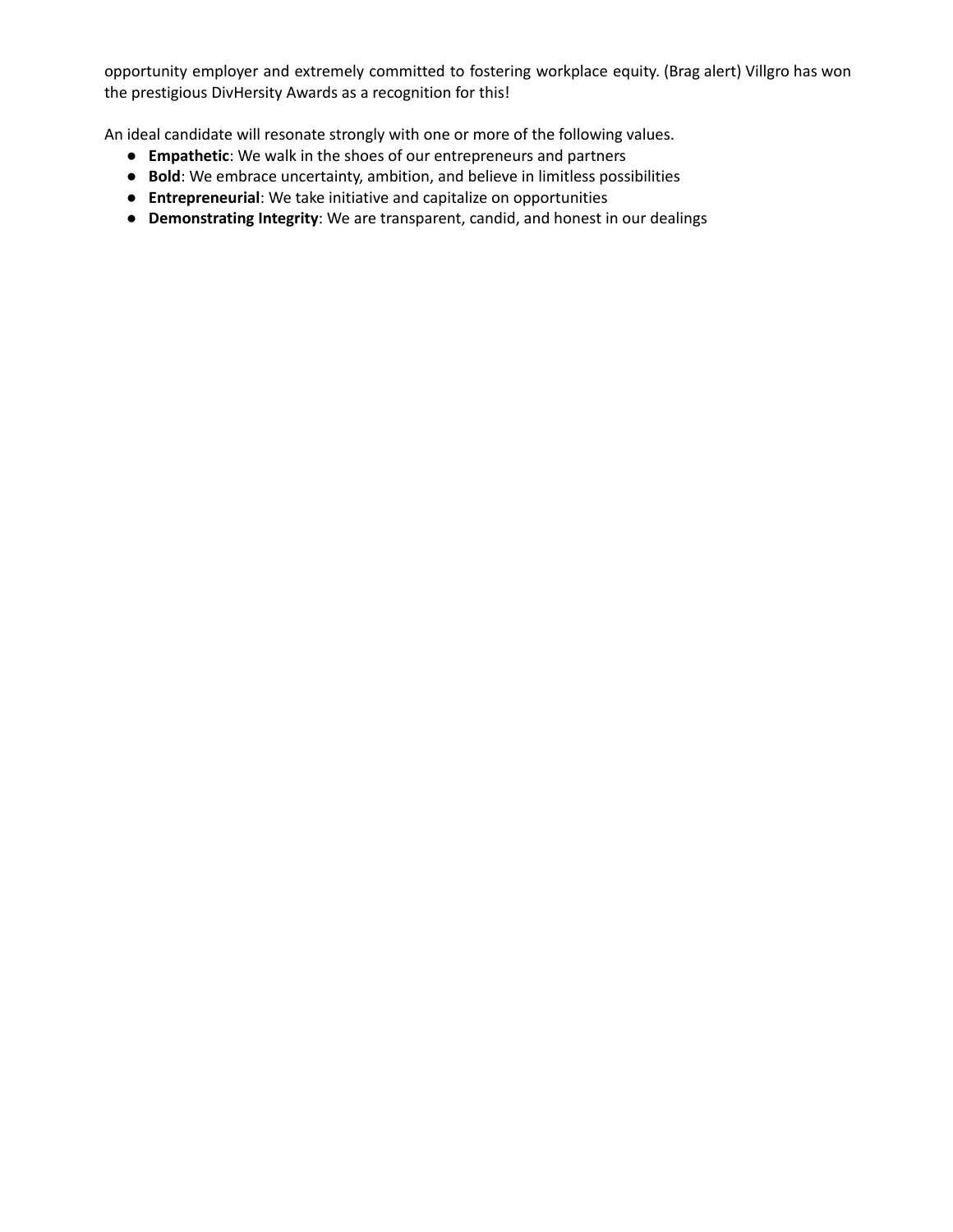opportunity employer and extremely committed to fostering workplace equity. (Brag alert) Villgro has won the prestigious DivHersity Awards as a recognition for this!

An ideal candidate will resonate strongly with one or more of the following values.

- **Empathetic**: We walk in the shoes of our entrepreneurs and partners
- **Bold**: We embrace uncertainty, ambition, and believe in limitless possibilities
- **Entrepreneurial**: We take initiative and capitalize on opportunities
- **Demonstrating Integrity**: We are transparent, candid, and honest in our dealings